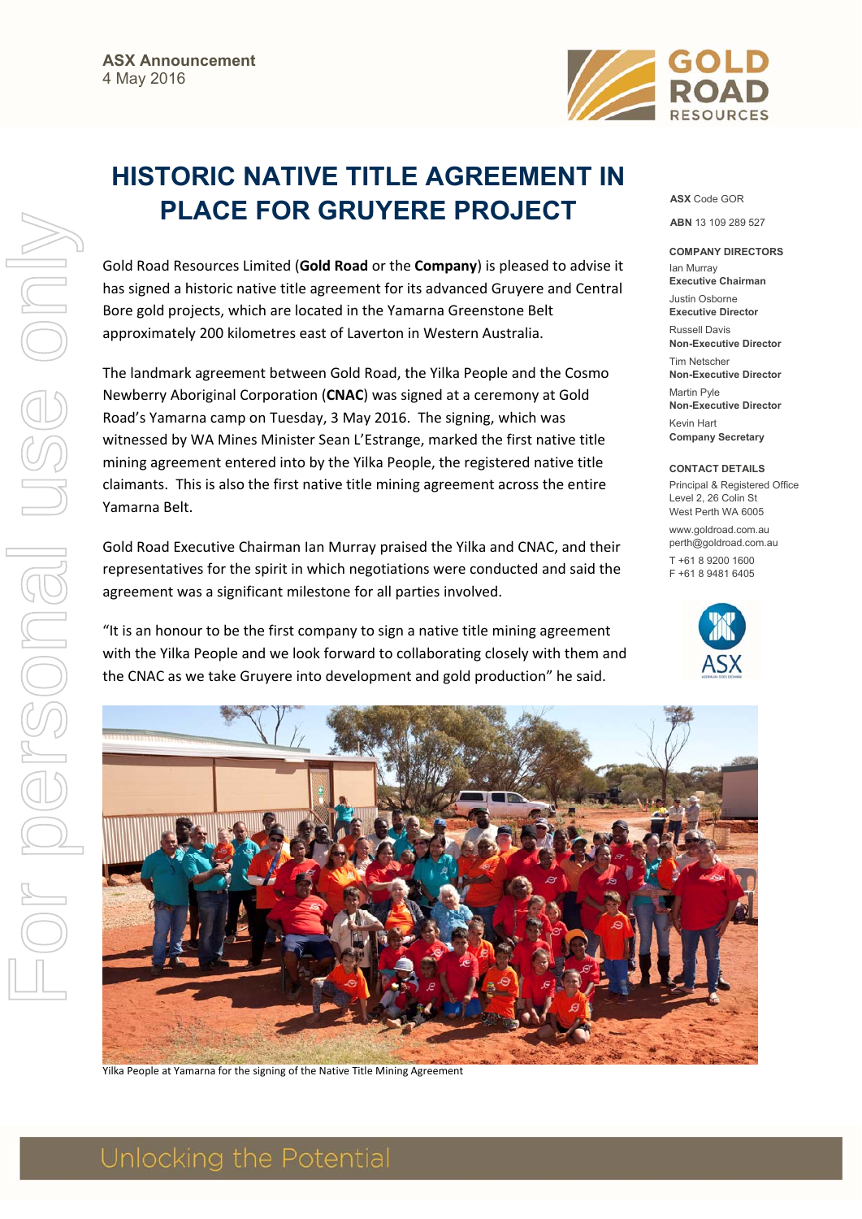ASX Announcement
4 May 2016

# HISTORIC NATIVE TITLE AGREEMENT IN PLACE FOR GRUYERE PROJECT

Gold Road Resources Limited (**Gold Road** or the **Company**) is pleased to advise it has signed a historic native title agreement for its advanced Gruyere and Central Bore gold projects, which are located in the Yamarna Greenstone Belt approximately 200 kilometres east of Laverton in Western Australia.

The landmark agreement between Gold Road, the Yilka People and the Cosmo Newberry Aboriginal Corporation (**CNAC**) was signed at a ceremony at Gold Road's Yamarna camp on Tuesday, 3 May 2016. The signing, which was witnessed by WA Mines Minister Sean L'Estrange, marked the first native title mining agreement entered into by the Yilka People, the registered native title claimants. This is also the first native title mining agreement across the entire Yamarna Belt.

Gold Road Executive Chairman Ian Murray praised the Yilka and CNAC, and their representatives for the spirit in which negotiations were conducted and said the agreement was a significant milestone for all parties involved.

"It is an honour to be the first company to sign a native title mining agreement with the Yilka People and we look forward to collaborating closely with them and the CNAC as we take Gruyere into development and gold production" he said.

Yilka People at Yamarna for the signing of the Native Title Mining Agreement

**ASX** Code GOR

**ABN** 13 109 289 527

**COMPANY DIRECTORS**

Ian Murray
**Executive Chairman**

Justin Osborne
**Executive Director**

Russell Davis
**Non-Executive Director**

Tim Netscher
**Non-Executive Director**

Martin Pyle
**Non-Executive Director**

Kevin Hart
**Company Secretary**

**CONTACT DETAILS**

Principal & Registered Office
Level 2, 26 Colin St
West Perth WA 6005

www.goldroad.com.au
perth@goldroad.com.au

T +61 8 9200 1600
F +61 8 9481 6405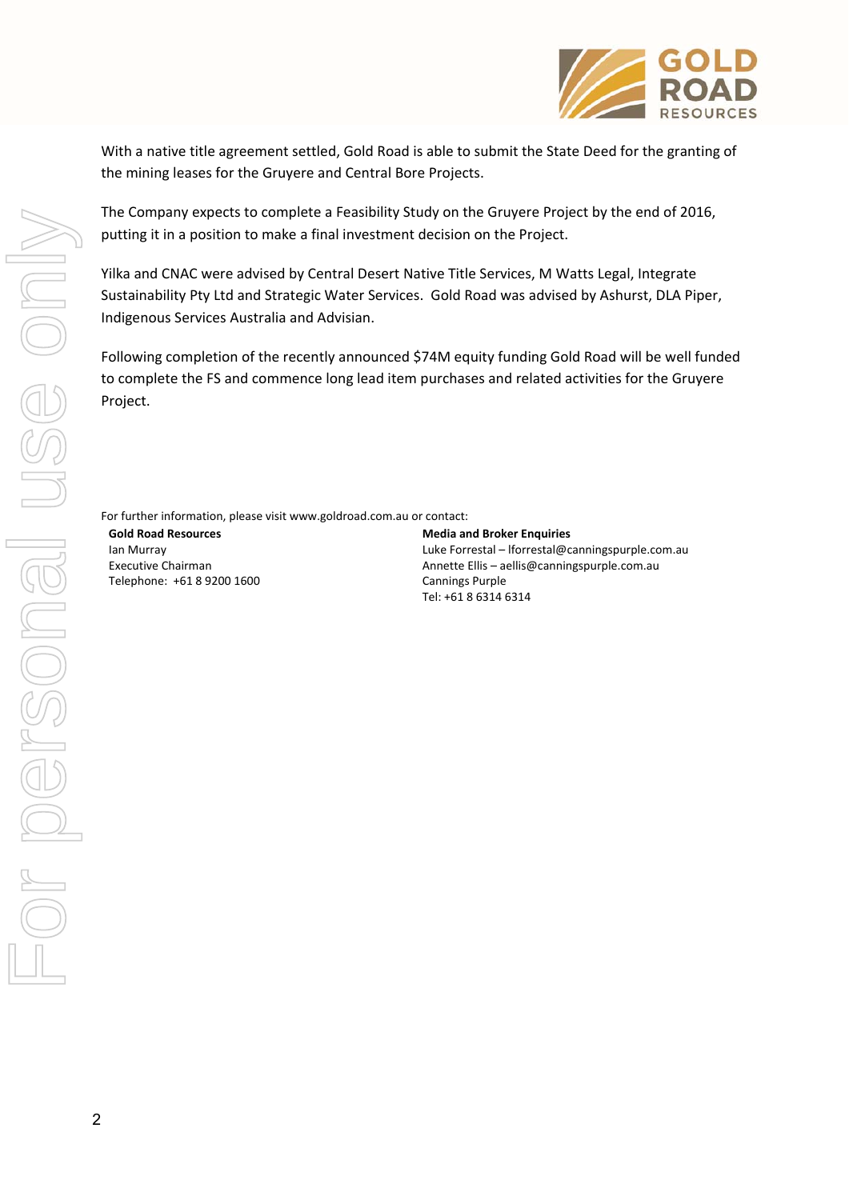With a native title agreement settled, Gold Road is able to submit the State Deed for the granting of the mining leases for the Gruyere and Central Bore Projects.

The Company expects to complete a Feasibility Study on the Gruyere Project by the end of 2016, putting it in a position to make a final investment decision on the Project.

Yilka and CNAC were advised by Central Desert Native Title Services, M Watts Legal, Integrate Sustainability Pty Ltd and Strategic Water Services. Gold Road was advised by Ashurst, DLA Piper, Indigenous Services Australia and Advisian.

Following completion of the recently announced $74M equity funding Gold Road will be well funded to complete the FS and commence long lead item purchases and related activities for the Gruyere Project.

For further information, please visit www.goldroad.com.au or contact:

**Gold Road Resources**
Ian Murray
Executive Chairman
Telephone: +61 8 9200 1600

**Media and Broker Enquiries**
Luke Forrestal – lforrestal@canningspurple.com.au
Annette Ellis – aellis@canningspurple.com.au
Cannings Purple
Tel: +61 8 6314 6314